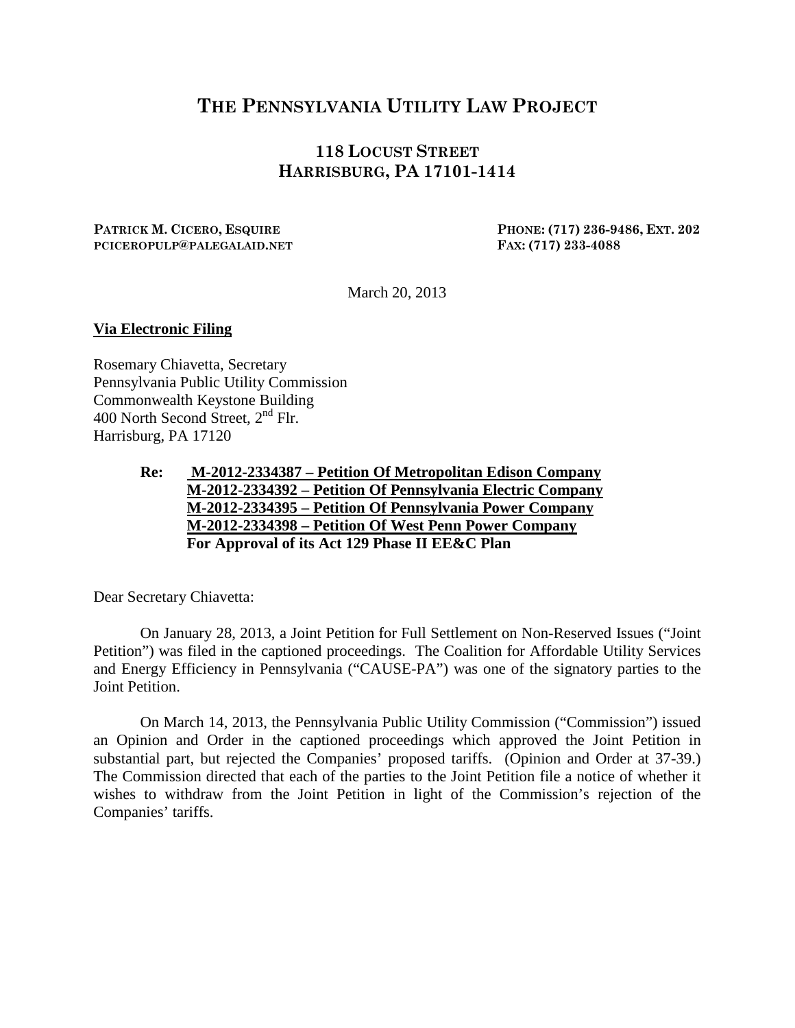# THE PENNSYLVANIA UTILITY LAW PROJECT

## 118 LOCUST STREET
## HARRISBURG, PA 17101-1414

**PATRICK M. CICERO, ESQUIRE**
**PCICEROPULP@PALEGALAID.NET**

**PHONE: (717) 236-9486, EXT. 202**
**FAX: (717) 233-4088**

March 20, 2013

**Via Electronic Filing**

Rosemary Chiavetta, Secretary
Pennsylvania Public Utility Commission
Commonwealth Keystone Building
400 North Second Street, 2nd Flr.
Harrisburg, PA 17120

**Re: M-2012-2334387 – Petition Of Metropolitan Edison Company**
**M-2012-2334392 – Petition Of Pennsylvania Electric Company**
**M-2012-2334395 – Petition Of Pennsylvania Power Company**
**M-2012-2334398 – Petition Of West Penn Power Company**
**For Approval of its Act 129 Phase II EE&C Plan**

Dear Secretary Chiavetta:

On January 28, 2013, a Joint Petition for Full Settlement on Non-Reserved Issues ("Joint Petition") was filed in the captioned proceedings. The Coalition for Affordable Utility Services and Energy Efficiency in Pennsylvania ("CAUSE-PA") was one of the signatory parties to the Joint Petition.

On March 14, 2013, the Pennsylvania Public Utility Commission ("Commission") issued an Opinion and Order in the captioned proceedings which approved the Joint Petition in substantial part, but rejected the Companies' proposed tariffs. (Opinion and Order at 37-39.) The Commission directed that each of the parties to the Joint Petition file a notice of whether it wishes to withdraw from the Joint Petition in light of the Commission's rejection of the Companies' tariffs.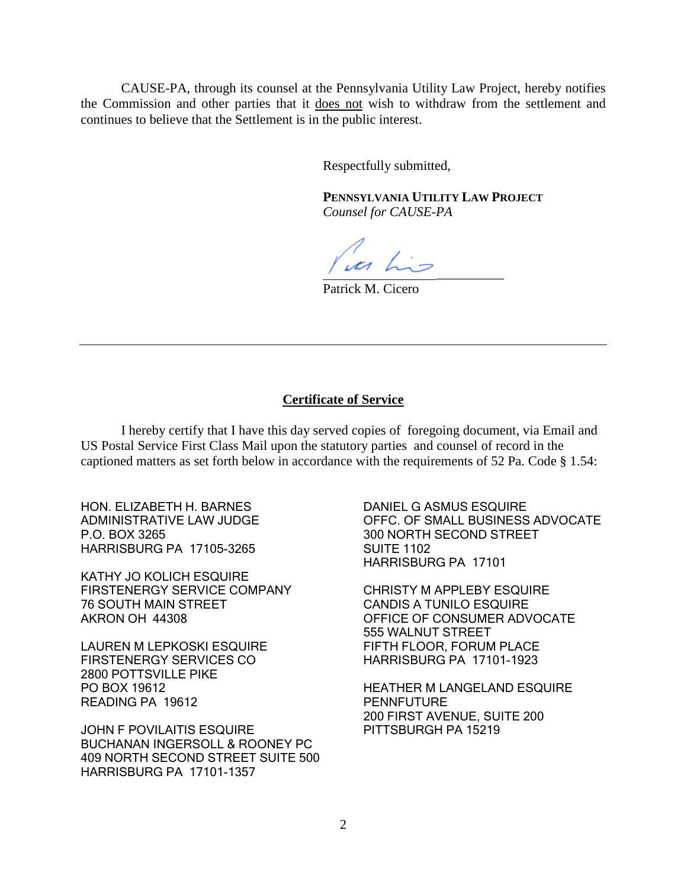CAUSE-PA, through its counsel at the Pennsylvania Utility Law Project, hereby notifies the Commission and other parties that it does not wish to withdraw from the settlement and continues to believe that the Settlement is in the public interest.

Respectfully submitted,

**PENNSYLVANIA UTILITY LAW PROJECT**
*Counsel for CAUSE-PA*

Patrick M. Cicero

---

**Certificate of Service**

I hereby certify that I have this day served copies of foregoing document, via Email and US Postal Service First Class Mail upon the statutory parties and counsel of record in the captioned matters as set forth below in accordance with the requirements of 52 Pa. Code § 1.54:

HON. ELIZABETH H. BARNES
ADMINISTRATIVE LAW JUDGE
P.O. BOX 3265
HARRISBURG PA 17105-3265

KATHY JO KOLICH ESQUIRE
FIRSTENERGY SERVICE COMPANY
76 SOUTH MAIN STREET
AKRON OH 44308

LAUREN M LEPKOSKI ESQUIRE
FIRSTENERGY SERVICES CO
2800 POTTSVILLE PIKE
PO BOX 19612
READING PA 19612

JOHN F POVILAITIS ESQUIRE
BUCHANAN INGERSOLL & ROONEY PC
409 NORTH SECOND STREET SUITE 500
HARRISBURG PA 17101-1357

DANIEL G ASMUS ESQUIRE
OFFC. OF SMALL BUSINESS ADVOCATE
300 NORTH SECOND STREET
SUITE 1102
HARRISBURG PA 17101

CHRISTY M APPLEBY ESQUIRE
CANDIS A TUNILO ESQUIRE
OFFICE OF CONSUMER ADVOCATE
555 WALNUT STREET
FIFTH FLOOR, FORUM PLACE
HARRISBURG PA 17101-1923

HEATHER M LANGELAND ESQUIRE
PENNFUTURE
200 FIRST AVENUE, SUITE 200
PITTSBURGH PA 15219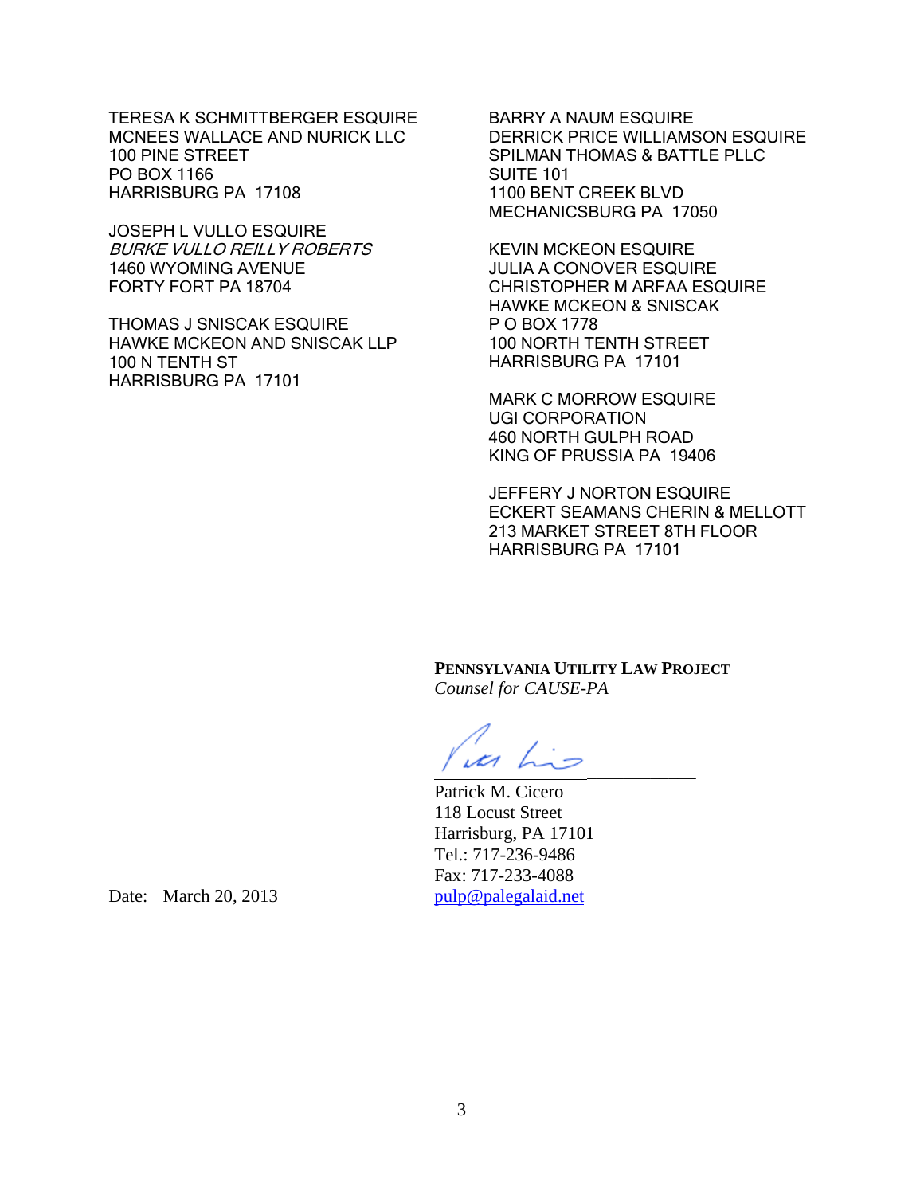TERESA K SCHMITTBERGER ESQUIRE
MCNEES WALLACE AND NURICK LLC
100 PINE STREET
PO BOX 1166
HARRISBURG PA 17108

JOSEPH L VULLO ESQUIRE
*BURKE VULLO REILLY ROBERTS*
1460 WYOMING AVENUE
FORTY FORT PA 18704

THOMAS J SNISCAK ESQUIRE
HAWKE MCKEON AND SNISCAK LLP
100 N TENTH ST
HARRISBURG PA 17101

BARRY A NAUM ESQUIRE
DERRICK PRICE WILLIAMSON ESQUIRE
SPILMAN THOMAS & BATTLE PLLC
SUITE 101
1100 BENT CREEK BLVD
MECHANICSBURG PA 17050

KEVIN MCKEON ESQUIRE
JULIA A CONOVER ESQUIRE
CHRISTOPHER M ARFAA ESQUIRE
HAWKE MCKEON & SNISCAK
P O BOX 1778
100 NORTH TENTH STREET
HARRISBURG PA 17101

MARK C MORROW ESQUIRE
UGI CORPORATION
460 NORTH GULPH ROAD
KING OF PRUSSIA PA 19406

JEFFERY J NORTON ESQUIRE
ECKERT SEAMANS CHERIN & MELLOTT
213 MARKET STREET 8TH FLOOR
HARRISBURG PA 17101

**PENNSYLVANIA UTILITY LAW PROJECT**
*Counsel for CAUSE-PA*

\_\_\_\_\_\_\_\_\_\_\_\_\_\_\_\_\_\_\_\_\_\_\_\_\_\_\_\_

Patrick M. Cicero
118 Locust Street
Harrisburg, PA 17101
Tel.: 717-236-9486
Fax: 717-233-4088
pulp@palegalaid.net

Date: March 20, 2013